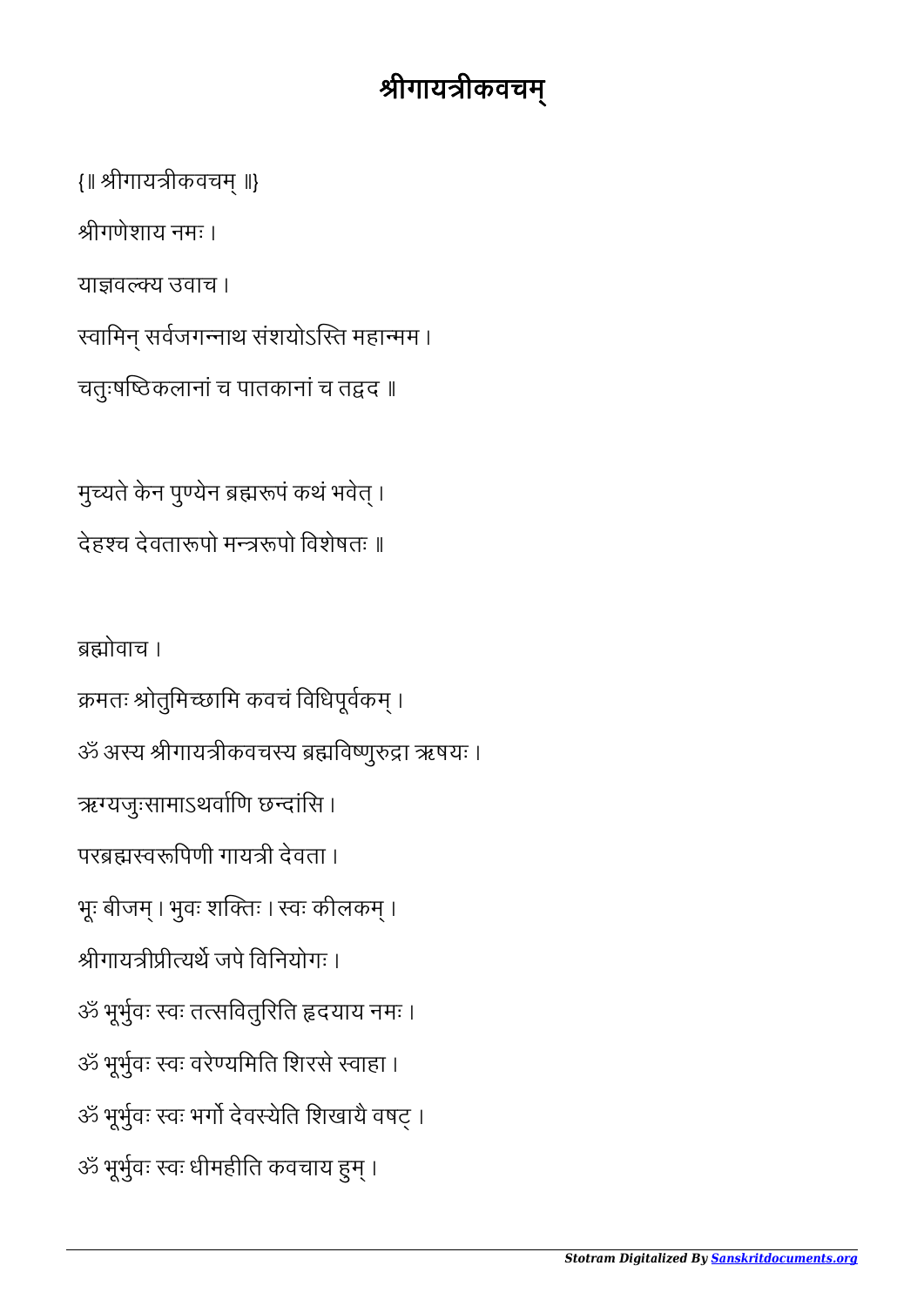# श्रीगायत्रीकवचम्

{॥ श्रीगायत्रीकवचम् ॥}

श्रीगणेशाय नमः ।

याज्ञवल्क्य उवाच ।

स्वामिन् सर्वजगन्नाथ संशयोऽस्ति महान्मम ।

चतुःषष्ठिकलानां च पातकानां च तद्वद ॥

मुच्यते केन पुण्येन ब्रह्मरूपं कथं भवेत् ।

देहश्च देवतारूपो मन्त्ररूपो विशेषतः ॥

ब्रह्मोवाच ।

क्रमतः श्रोतुमिच्छामि कवचं विधिपूर्वकम् ।

ॐ अस्य श्रीगायत्रीकवचस्य ब्रह्मविष्णुरुद्रा ऋषयः ।

ऋग्यजुःसामाऽथर्वाणि छन्दांसि ।

परब्रह्मस्वरूपिणी गायत्री देवता ।

भूः बीजम् । भुवः शक्तिः । स्वः कीलकम् ।

श्रीगायत्रीप्रीत्यर्थे जपे विनियोगः ।

ॐ भूर्भुवः स्वः तत्सवितुरिति हृदयाय नमः ।

ॐ भूर्भुवः स्वः वरेण्यमिति शिरसे स्वाहा ।

ॐ भूर्भुवः स्वः भर्गो देवस्येति शिखायै वषट् ।

ॐ भूर्भुवः स्वः धीमहीति कवचाय हुम् ।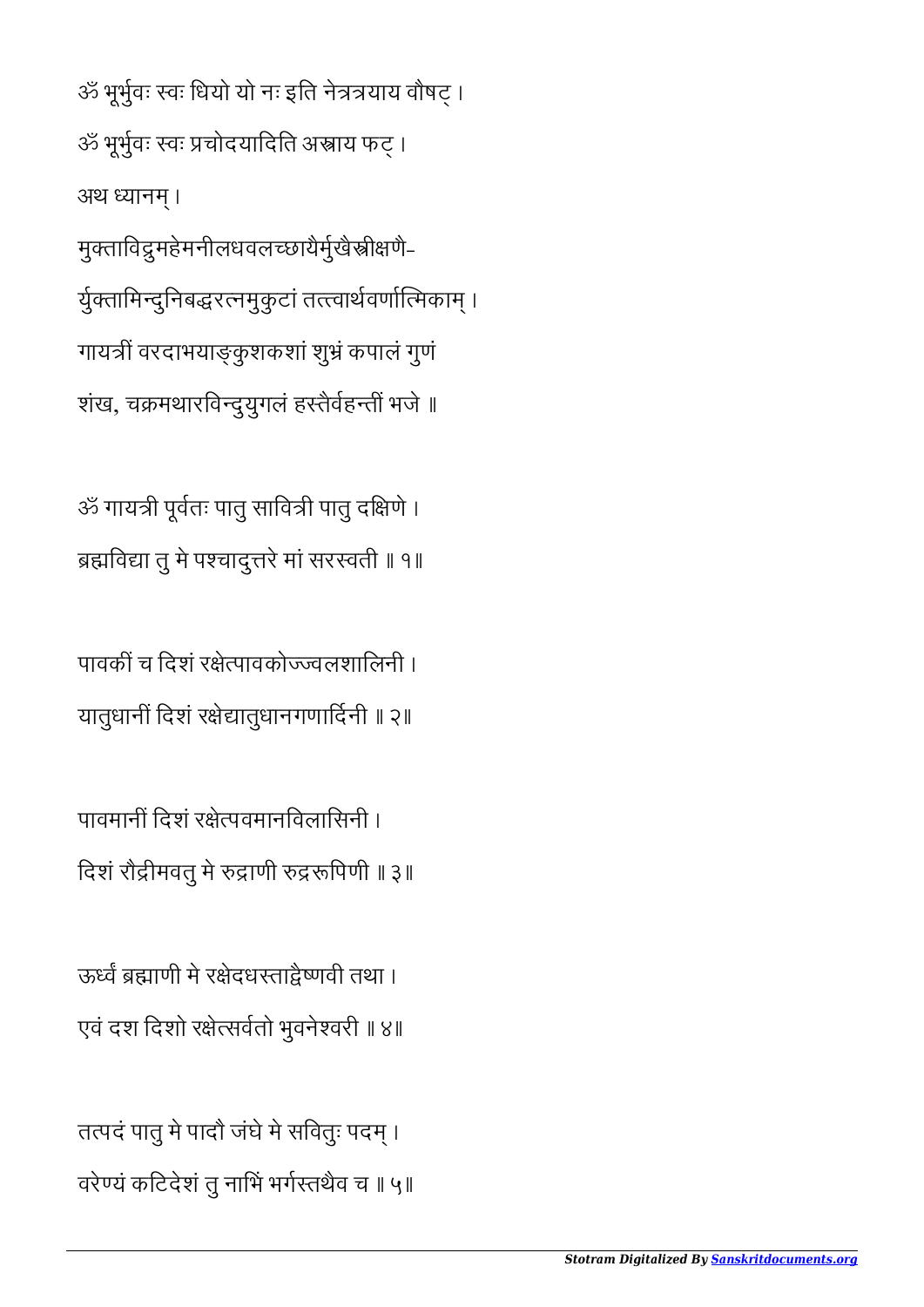ॐ भूर्भुवः स्वः धियो यो नः इति नेत्रत्रयाय वौषट् ।

ॐ भूर्भुवः स्वः प्रचोदयादिति अस्त्राय फट् ।

अथ ध्यानम् ।

मुक्ताविद्रुमहेमनीलधवलच्छायैर्मुखैस्त्रीक्षणै-

र्युक्तामिन्दुनिबद्धरत्नमुकुटां तत्त्वार्थवर्णात्मिकाम् ।

गायत्रीं वरदाभयाङ्कुशकशां शुभ्रं कपालं गुणं

शंख, चक्रमथारविन्दुयुगलं हस्तैर्वहन्तीं भजे ॥

ॐ गायत्री पूर्वतः पातु सावित्री पातु दक्षिणे ।

ब्रह्मविद्या तु मे पश्चादुत्तरे मां सरस्वती ॥ १॥

पावकीं च दिशं रक्षेत्पावकोज्ज्वलशालिनी ।

यातुधानीं दिशं रक्षेद्यातुधानगणार्दिनी ॥ २॥

पावमानीं दिशं रक्षेत्पवमानविलासिनी ।

दिशं रौद्रीमवतु मे रुद्राणी रुद्ररूपिणी ॥ ३॥

ऊर्ध्वं ब्रह्माणी मे रक्षेदधस्ताद्वैष्णवी तथा ।

एवं दश दिशो रक्षेत्सर्वतो भुवनेश्वरी ॥ ४॥

तत्पदं पातु मे पादौ जंघे मे सवितुः पदम् ।

वरेण्यं कटिदेशं तु नाभिं भर्गस्तथैव च ॥ ५॥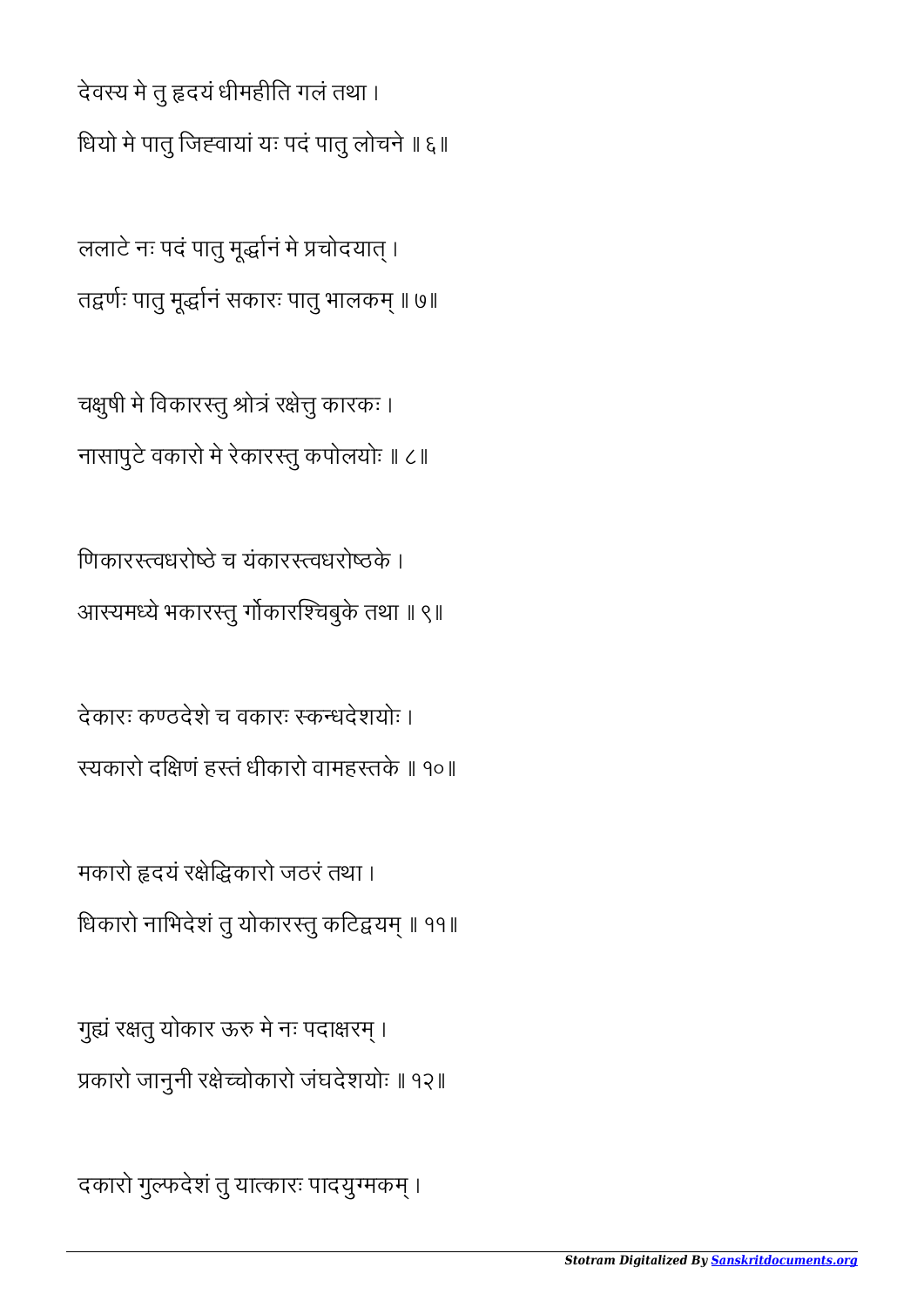देवस्य मे तु हृदयं धीमहीति गलं तथा ।
धियो मे पातु जिह्वायां यः पदं पातु लोचने ॥ ६॥

ललाटे नः पदं पातु मूर्द्धानं मे प्रचोदयात् ।
तद्वर्णः पातु मूर्द्धानं सकारः पातु भालकम् ॥ ७॥

चक्षुषी मे विकारस्तु श्रोत्रं रक्षेत्तु कारकः ।
नासापुटे वकारो मे रेकारस्तु कपोलयोः ॥ ८॥

णिकारस्त्वधरोष्ठे च यंकारस्त्वधरोष्ठके ।
आस्यमध्ये भकारस्तु र्गोकारश्चिबुके तथा ॥ ९॥

देकारः कण्ठदेशे च वकारः स्कन्धदेशयोः ।
स्यकारो दक्षिणं हस्तं धीकारो वामहस्तके ॥ १०॥

मकारो हृदयं रक्षेद्धिकारो जठरं तथा ।
धिकारो नाभिदेशं तु योकारस्तु कटिद्वयम् ॥ ११॥

गुह्यं रक्षतु योकार ऊरु मे नः पदाक्षरम् ।
प्रकारो जानुनी रक्षेच्चोकारो जंघदेशयोः ॥ १२॥

दकारो गुल्फदेशं तु यात्कारः पादयुग्मकम् ।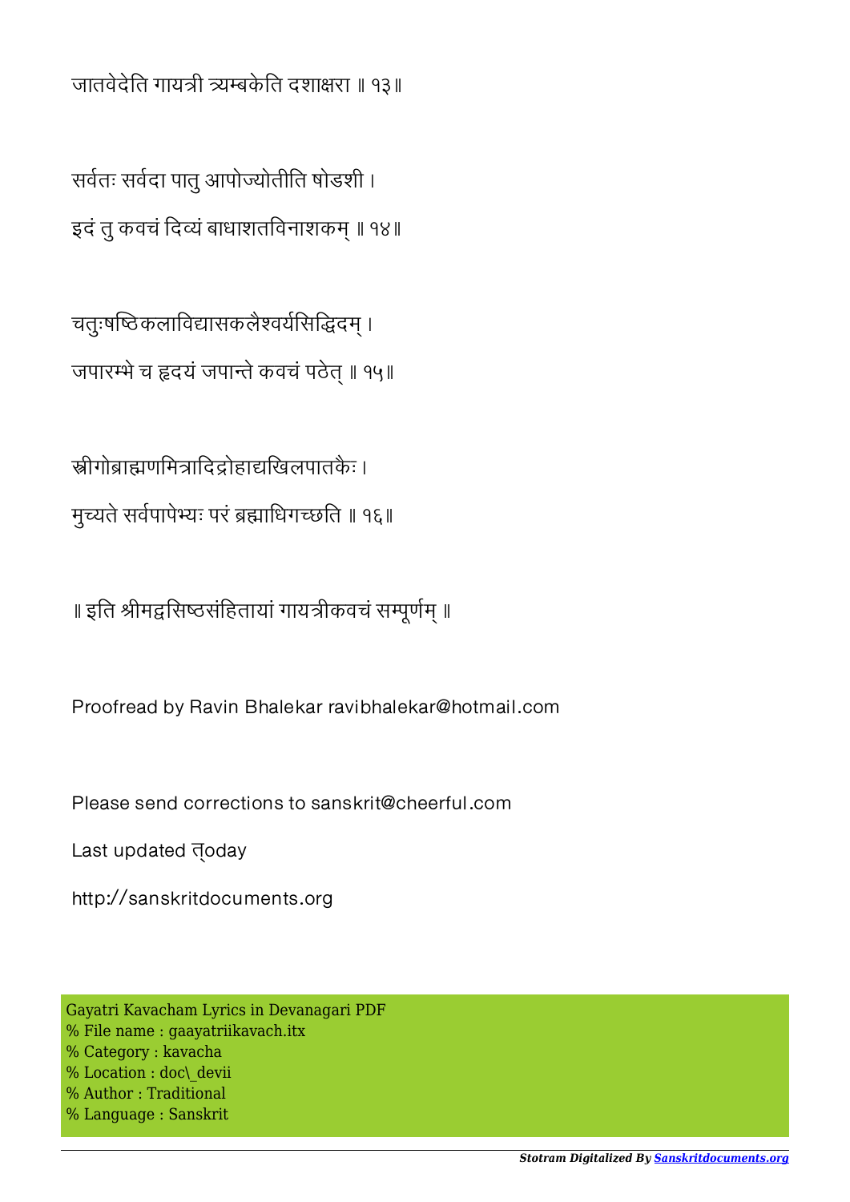जातवेदेति गायत्री त्र्यम्बकेति दशाक्षरा ॥ १३॥

सर्वतः सर्वदा पातु आपोज्योतीति षोडशी ।
इदं तु कवचं दिव्यं बाधाशतविनाशकम् ॥ १४॥

चतुःषष्ठिकलाविद्यासकलैश्वर्यसिद्धिदम् ।
जपारम्भे च हृदयं जपान्ते कवचं पठेत् ॥ १५॥

स्त्रीगोब्राह्मणमित्रादिद्रोहाद्यखिलपातकैः ।
मुच्यते सर्वपापेभ्यः परं ब्रह्माधिगच्छति ॥ १६॥

॥ इति श्रीमद्वसिष्ठसंहितायां गायत्रीकवचं सम्पूर्णम् ॥

Proofread by Ravin Bhalekar ravibhalekar@hotmail.com

Please send corrections to sanskrit@cheerful.com

Last updated त्oday

http://sanskritdocuments.org

Gayatri Kavacham Lyrics in Devanagari PDF
% File name : gaayatriikavach.itx
% Category : kavacha
% Location : doc\_devii
% Author : Traditional
% Language : Sanskrit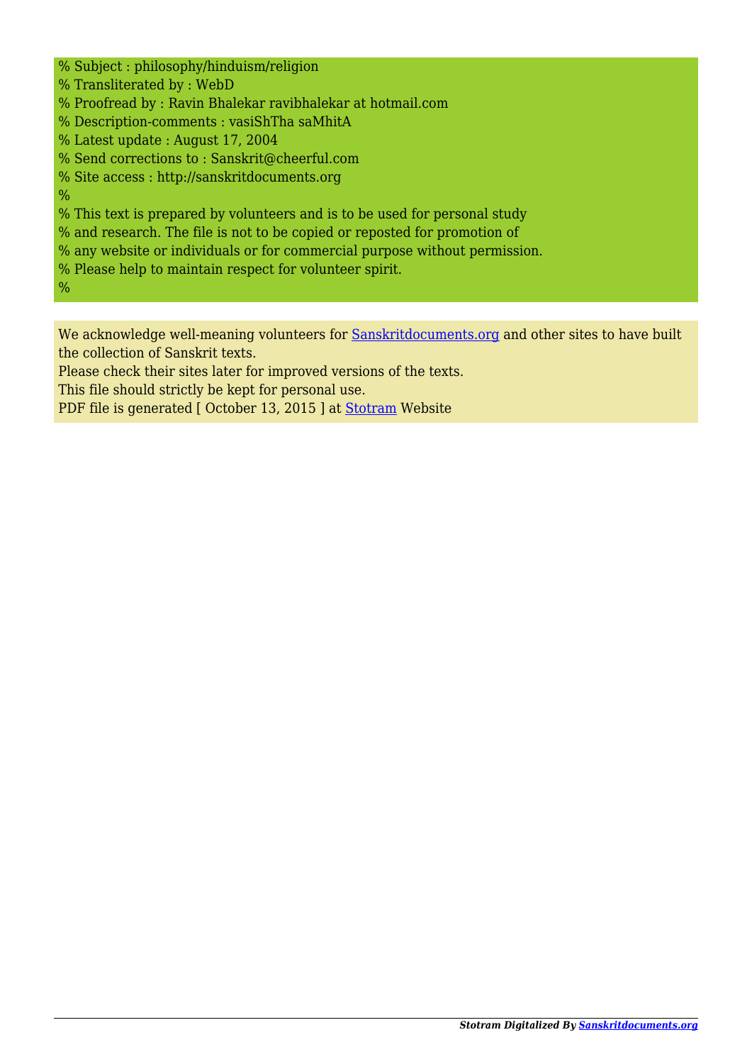% Subject : philosophy/hinduism/religion
% Transliterated by : WebD
% Proofread by : Ravin Bhalekar ravibhalekar at hotmail.com
% Description-comments : vasiShTha saMhitA
% Latest update : August 17, 2004
% Send corrections to : Sanskrit@cheerful.com
% Site access : http://sanskritdocuments.org
%
% This text is prepared by volunteers and is to be used for personal study
% and research. The file is not to be copied or reposted for promotion of
% any website or individuals or for commercial purpose without permission.
% Please help to maintain respect for volunteer spirit.
%

We acknowledge well-meaning volunteers for Sanskritdocuments.org and other sites to have built the collection of Sanskrit texts.
Please check their sites later for improved versions of the texts.
This file should strictly be kept for personal use.
PDF file is generated [ October 13, 2015 ] at Stotram Website